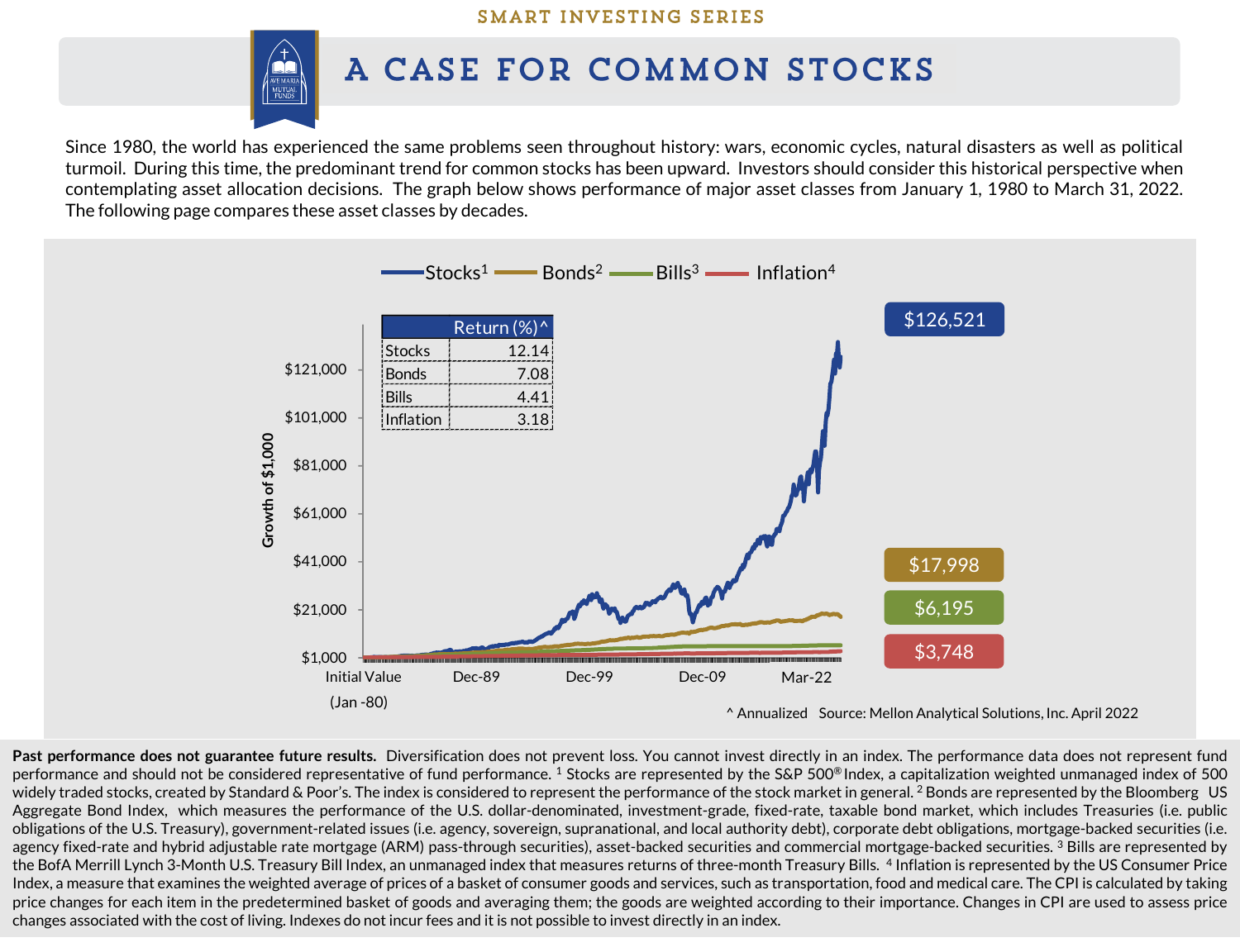SMART INVESTING SERIES

# A CASE FOR COMMON STOCKS

Since 1980, the world has experienced the same problems seen throughout history: wars, economic cycles, natural disasters as well as political turmoil. During this time, the predominant trend for common stocks has been upward. Investors should consider this historical perspective when contemplating asset allocation decisions. The graph below shows performance of major asset classes from January 1, 1980 to March 31, 2022. The following page compares these asset classes by decades.

Stocks[1] Bonds[2] Bills[3] Inflation[4]

| | Return (%)^ |
|---|---|
| Stocks | 12.14 |
| Bonds | 7.08 |
| Bills | 4.41 |
| Inflation | 3.18 |

Growth of $1,000

$126,521

$17,998

$6,195

$3,748

Initial Value (Jan -80) | Dec-89 | Dec-99 | Dec-09 | Mar-22

^ Annualized Source: Mellon Analytical Solutions, Inc. April 2022

**Past performance does not guarantee future results.** Diversification does not prevent loss. You cannot invest directly in an index. The performance data does not represent fund performance and should not be considered representative of fund performance. [1] Stocks are represented by the S&P 500® Index, a capitalization weighted unmanaged index of 500 widely traded stocks, created by Standard & Poor's. The index is considered to represent the performance of the stock market in general. [2] Bonds are represented by the Bloomberg US Aggregate Bond Index, which measures the performance of the U.S. dollar-denominated, investment-grade, fixed-rate, taxable bond market, which includes Treasuries (i.e. public obligations of the U.S. Treasury), government-related issues (i.e. agency, sovereign, supranational, and local authority debt), corporate debt obligations, mortgage-backed securities (i.e. agency fixed-rate and hybrid adjustable rate mortgage (ARM) pass-through securities), asset-backed securities and commercial mortgage-backed securities. [3] Bills are represented by the BofA Merrill Lynch 3-Month U.S. Treasury Bill Index, an unmanaged index that measures returns of three-month Treasury Bills. [4] Inflation is represented by the US Consumer Price Index, a measure that examines the weighted average of prices of a basket of consumer goods and services, such as transportation, food and medical care. The CPI is calculated by taking price changes for each item in the predetermined basket of goods and averaging them; the goods are weighted according to their importance. Changes in CPI are used to assess price changes associated with the cost of living. Indexes do not incur fees and it is not possible to invest directly in an index.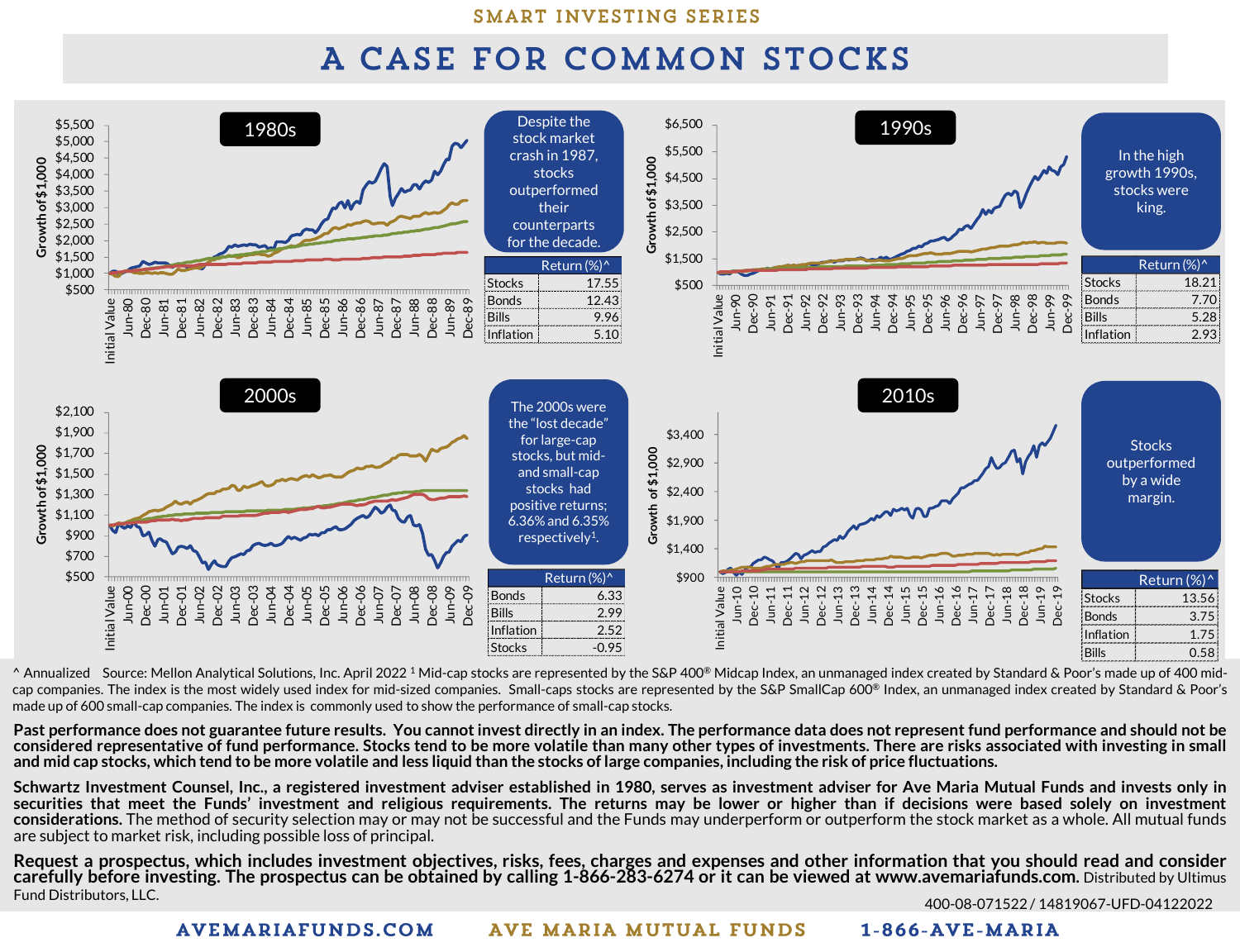SMART INVESTING SERIES

# A CASE FOR COMMON STOCKS

## 1980s

Growth of $1,000

$5,500
$5,000
$4,500
$4,000
$3,500
$3,000
$2,500
$2,000
$1,500
$1,000
$500

Initial Value, Jun-80, Dec-80, Jun-81, Dec-81, Jun-82, Dec-82, Jun-83, Dec-83, Jun-84, Dec-84, Jun-85, Dec-85, Jun-86, Dec-86, Jun-87, Dec-87, Jun-88, Dec-88, Jun-89, Dec-89

Despite the stock market crash in 1987, stocks outperformed their counterparts for the decade.

| | Return (%)^ |
|---|---|
| Stocks | 17.55 |
| Bonds | 12.43 |
| Bills | 9.96 |
| Inflation | 5.10 |

## 1990s

Growth of $1,000

$6,500
$5,500
$4,500
$3,500
$2,500
$1,500
$500

Initial Value, Jun-90, Dec-90, Jun-91, Dec-91, Jun-92, Dec-92, Jun-93, Dec-93, Jun-94, Dec-94, Jun-95, Dec-95, Jun-96, Dec-96, Jun-97, Dec-97, Jun-98, Dec-98, Jun-99, Dec-99

In the high growth 1990s, stocks were king.

| | Return (%)^ |
|---|---|
| Stocks | 18.21 |
| Bonds | 7.70 |
| Bills | 5.28 |
| Inflation | 2.93 |

## 2000s

Growth of $1,000

$2,100
$1,900
$1,700
$1,500
$1,300
$1,100
$900
$700
$500

Initial Value, Jun-00, Dec-00, Jun-01, Dec-01, Jun-02, Dec-02, Jun-03, Dec-03, Jun-04, Dec-04, Jun-05, Dec-05, Jun-06, Dec-06, Jun-07, Dec-07, Jun-08, Dec-08, Jun-09, Dec-09

The 2000s were the "lost decade" for large-cap stocks, but mid- and small-cap stocks had positive returns; 6.36% and 6.35% respectively[1].

| | Return (%)^ |
|---|---|
| Bonds | 6.33 |
| Bills | 2.99 |
| Inflation | 2.52 |
| Stocks | -0.95 |

## 2010s

Growth of $1,000

$3,400
$2,900
$2,400
$1,900
$1,400
$900

Initial Value, Jun-10, Dec-10, Jun-11, Dec-11, Jun-12, Dec-12, Jun-13, Dec-13, Jun-14, Dec-14, Jun-15, Dec-15, Jun-16, Dec-16, Jun-17, Dec-17, Jun-18, Dec-18, Jun-19, Dec-19

Stocks outperformed by a wide margin.

| | Return (%)^ |
|---|---|
| Stocks | 13.56 |
| Bonds | 3.75 |
| Inflation | 1.75 |
| Bills | 0.58 |

^ Annualized Source: Mellon Analytical Solutions, Inc. April 2022 [1] Mid-cap stocks are represented by the S&P 400® Midcap Index, an unmanaged index created by Standard & Poor's made up of 400 mid-cap companies. The index is the most widely used index for mid-sized companies. Small-caps stocks are represented by the S&P SmallCap 600® Index, an unmanaged index created by Standard & Poor's made up of 600 small-cap companies. The index is commonly used to show the performance of small-cap stocks.

**Past performance does not guarantee future results. You cannot invest directly in an index. The performance data does not represent fund performance and should not be considered representative of fund performance. Stocks tend to be more volatile than many other types of investments. There are risks associated with investing in small and mid cap stocks, which tend to be more volatile and less liquid than the stocks of large companies, including the risk of price fluctuations.**

**Schwartz Investment Counsel, Inc., a registered investment adviser established in 1980, serves as investment adviser for Ave Maria Mutual Funds and invests only in securities that meet the Funds' investment and religious requirements. The returns may be lower or higher than if decisions were based solely on investment considerations.** The method of security selection may or may not be successful and the Funds may underperform or outperform the stock market as a whole. All mutual funds are subject to market risk, including possible loss of principal.

**Request a prospectus, which includes investment objectives, risks, fees, charges and expenses and other information that you should read and consider carefully before investing. The prospectus can be obtained by calling 1-866-283-6274 or it can be viewed at www.avemariafunds.com.** Distributed by Ultimus Fund Distributors, LLC.

400-08-071522 / 14819067-UFD-04122022

AVEMARIAFUNDS.COM AVE MARIA MUTUAL FUNDS 1-866-AVE-MARIA